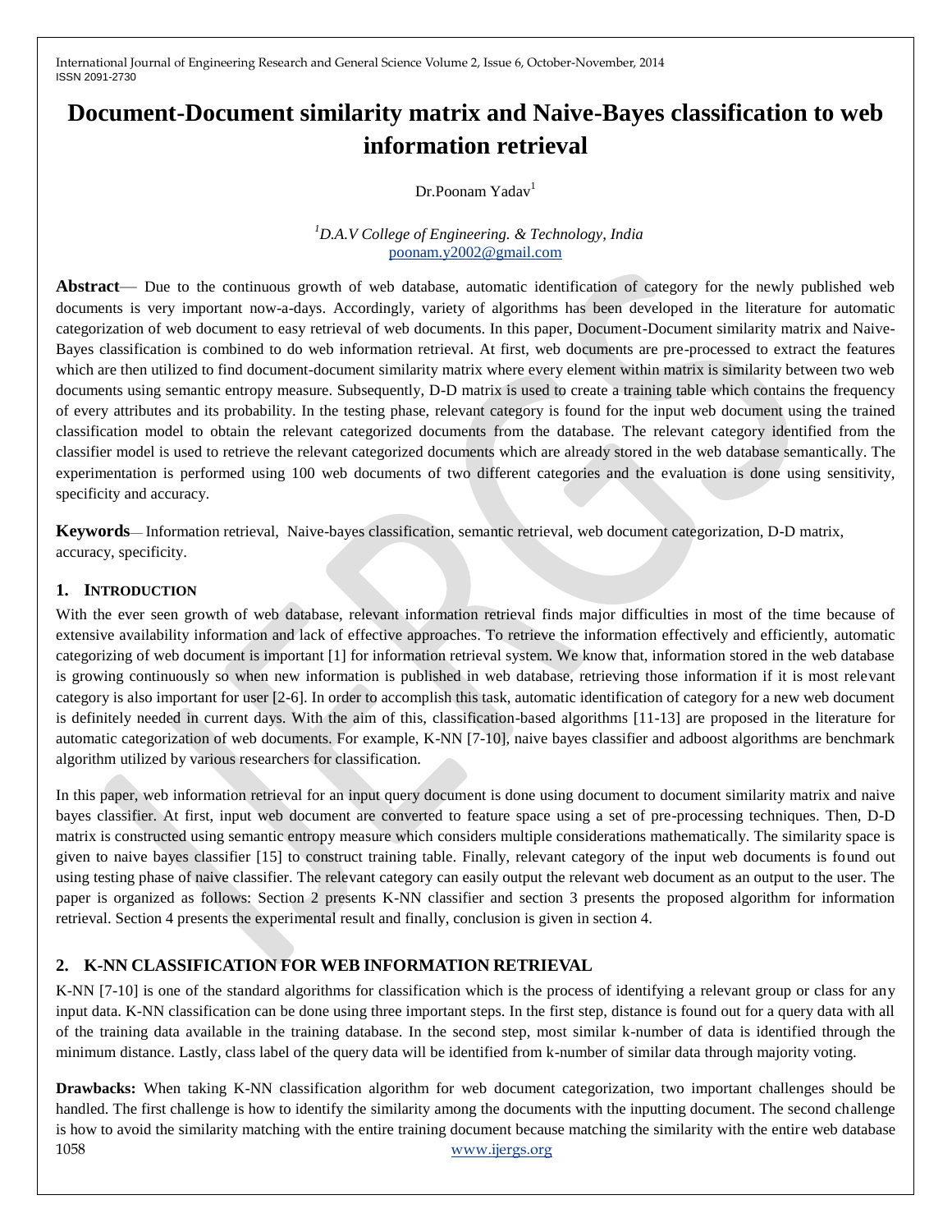# Document-Document similarity matrix and Naive-Bayes classification to web information retrieval

Dr.Poonam Yadav[1]

[1]*D.A.V College of Engineering. & Technology, India*
poonam.y2002@gmail.com

**Abstract**— Due to the continuous growth of web database, automatic identification of category for the newly published web documents is very important now-a-days. Accordingly, variety of algorithms has been developed in the literature for automatic categorization of web document to easy retrieval of web documents. In this paper, Document-Document similarity matrix and Naive-Bayes classification is combined to do web information retrieval. At first, web documents are pre-processed to extract the features which are then utilized to find document-document similarity matrix where every element within matrix is similarity between two web documents using semantic entropy measure. Subsequently, D-D matrix is used to create a training table which contains the frequency of every attributes and its probability. In the testing phase, relevant category is found for the input web document using the trained classification model to obtain the relevant categorized documents from the database. The relevant category identified from the classifier model is used to retrieve the relevant categorized documents which are already stored in the web database semantically. The experimentation is performed using 100 web documents of two different categories and the evaluation is done using sensitivity, specificity and accuracy.

**Keywords**— Information retrieval, Naive-bayes classification, semantic retrieval, web document categorization, D-D matrix, accuracy, specificity.

## 1. Introduction

With the ever seen growth of web database, relevant information retrieval finds major difficulties in most of the time because of extensive availability information and lack of effective approaches. To retrieve the information effectively and efficiently, automatic categorizing of web document is important [1] for information retrieval system. We know that, information stored in the web database is growing continuously so when new information is published in web database, retrieving those information if it is most relevant category is also important for user [2-6]. In order to accomplish this task, automatic identification of category for a new web document is definitely needed in current days. With the aim of this, classification-based algorithms [11-13] are proposed in the literature for automatic categorization of web documents. For example, K-NN [7-10], naive bayes classifier and adboost algorithms are benchmark algorithm utilized by various researchers for classification.

In this paper, web information retrieval for an input query document is done using document to document similarity matrix and naive bayes classifier. At first, input web document are converted to feature space using a set of pre-processing techniques. Then, D-D matrix is constructed using semantic entropy measure which considers multiple considerations mathematically. The similarity space is given to naive bayes classifier [15] to construct training table. Finally, relevant category of the input web documents is found out using testing phase of naive classifier. The relevant category can easily output the relevant web document as an output to the user. The paper is organized as follows: Section 2 presents K-NN classifier and section 3 presents the proposed algorithm for information retrieval. Section 4 presents the experimental result and finally, conclusion is given in section 4.

## 2. K-NN CLASSIFICATION FOR WEB INFORMATION RETRIEVAL

K-NN [7-10] is one of the standard algorithms for classification which is the process of identifying a relevant group or class for any input data. K-NN classification can be done using three important steps. In the first step, distance is found out for a query data with all of the training data available in the training database. In the second step, most similar k-number of data is identified through the minimum distance. Lastly, class label of the query data will be identified from k-number of similar data through majority voting.

**Drawbacks:** When taking K-NN classification algorithm for web document categorization, two important challenges should be handled. The first challenge is how to identify the similarity among the documents with the inputting document. The second challenge is how to avoid the similarity matching with the entire training document because matching the similarity with the entire web database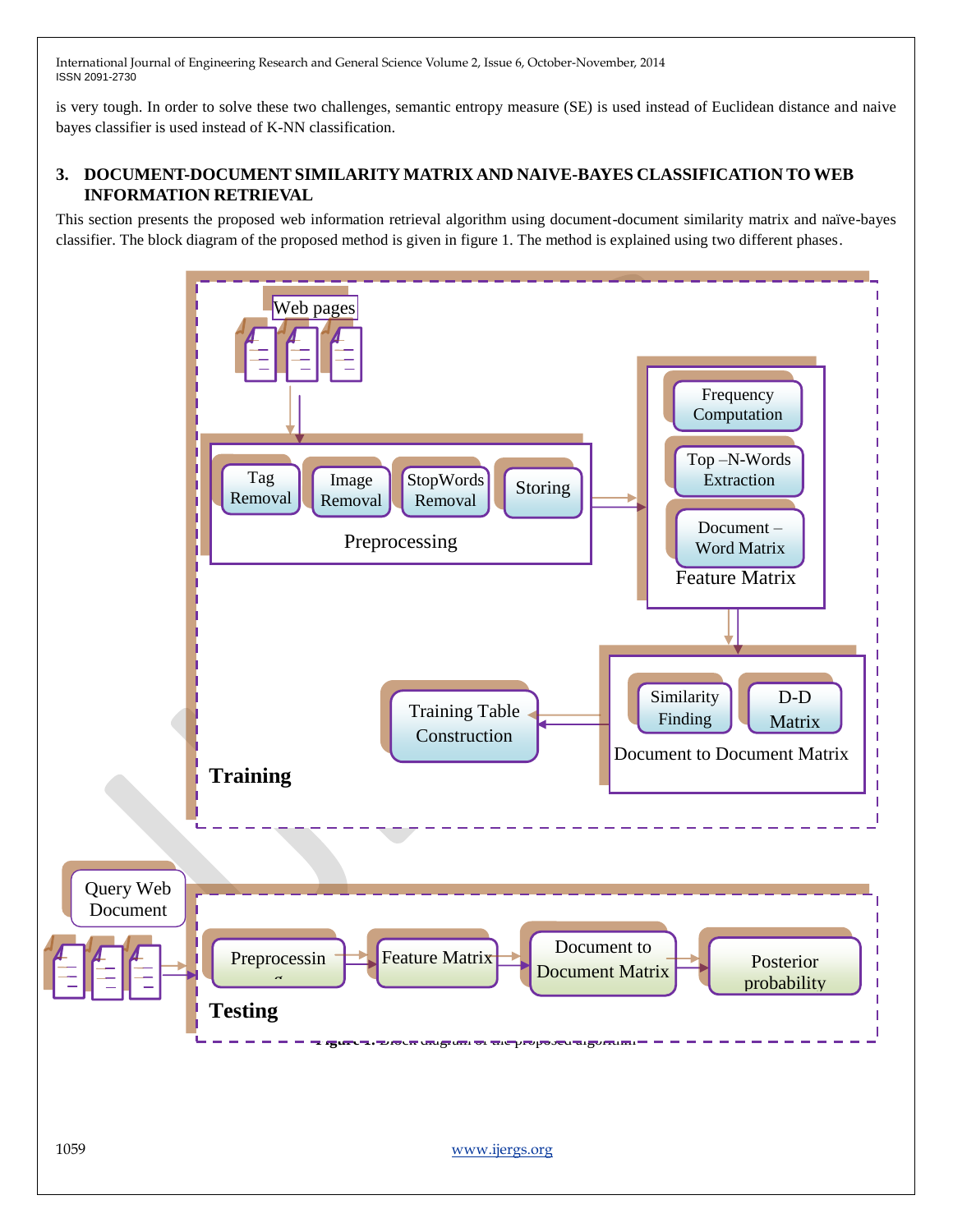is very tough. In order to solve these two challenges, semantic entropy measure (SE) is used instead of Euclidean distance and naive bayes classifier is used instead of K-NN classification.

## 3. DOCUMENT-DOCUMENT SIMILARITY MATRIX AND NAIVE-BAYES CLASSIFICATION TO WEB INFORMATION RETRIEVAL

This section presents the proposed web information retrieval algorithm using document-document similarity matrix and naïve-bayes classifier. The block diagram of the proposed method is given in figure 1. The method is explained using two different phases.

Figure 1: Block diagram of the proposed algorithm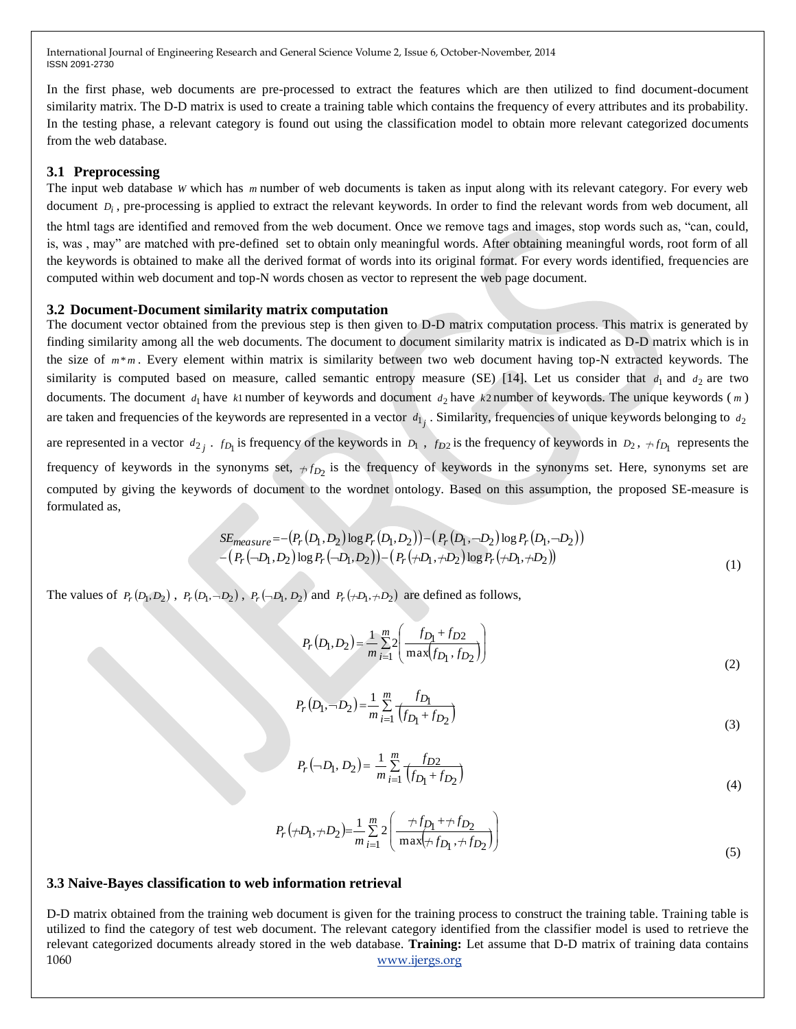In the first phase, web documents are pre-processed to extract the features which are then utilized to find document-document similarity matrix. The D-D matrix is used to create a training table which contains the frequency of every attributes and its probability. In the testing phase, a relevant category is found out using the classification model to obtain more relevant categorized documents from the web database.

### 3.1 Preprocessing

The input web database $W$ which has $m$ number of web documents is taken as input along with its relevant category. For every web document $D_i$, pre-processing is applied to extract the relevant keywords. In order to find the relevant words from web document, all the html tags are identified and removed from the web document. Once we remove tags and images, stop words such as, "can, could, is, was , may" are matched with pre-defined set to obtain only meaningful words. After obtaining meaningful words, root form of all the keywords is obtained to make all the derived format of words into its original format. For every words identified, frequencies are computed within web document and top-N words chosen as vector to represent the web page document.

### 3.2 Document-Document similarity matrix computation

The document vector obtained from the previous step is then given to D-D matrix computation process. This matrix is generated by finding similarity among all the web documents. The document to document similarity matrix is indicated as D-D matrix which is in the size of $m*m$. Every element within matrix is similarity between two web document having top-N extracted keywords. The similarity is computed based on measure, called semantic entropy measure (SE) [14]. Let us consider that $d_1$ and $d_2$ are two documents. The document $d_1$ have $k1$ number of keywords and document $d_2$ have $k2$ number of keywords. The unique keywords ( $m$ ) are taken and frequencies of the keywords are represented in a vector $d_{1_j}$. Similarity, frequencies of unique keywords belonging to $d_2$ are represented in a vector $d_{2_j}$. $f_{D_1}$ is frequency of the keywords in $D_1$, $f_{D2}$ is the frequency of keywords in $D_2$, $\nrightarrow f_{D_1}$ represents the frequency of keywords in the synonyms set, $\nrightarrow f_{D_2}$ is the frequency of keywords in the synonyms set. Here, synonyms set are computed by giving the keywords of document to the wordnet ontology. Based on this assumption, the proposed SE-measure is formulated as,

$$SE_{measure} = -\left(P_r\left(D_1, D_2\right)\log P_r\left(D_1, D_2\right)\right) - \left(P_r\left(D_1, \neg D_2\right)\log P_r\left(D_1, \neg D_2\right)\right) \\ -\left(P_r\left(\neg D_1, D_2\right)\log P_r\left(\neg D_1, D_2\right)\right) - \left(P_r\left(\nrightarrow D_1, \nrightarrow D_2\right)\log P_r\left(\nrightarrow D_1, \nrightarrow D_2\right)\right) \tag{1}$$

The values of $P_r(D_1, D_2)$, $P_r(D_1, \neg D_2)$, $P_r(\neg D_1, D_2)$ and $P_r(\nrightarrow D_1, \nrightarrow D_2)$ are defined as follows,

$$P_r\left(D_1, D_2\right) = \frac{1}{m}\sum_{i=1}^{m} 2\left(\frac{f_{D_1} + f_{D2}}{\max\left(f_{D_1}, f_{D_2}\right)}\right) \tag{2}$$

$$P_r\left(D_1, \neg D_2\right) = \frac{1}{m}\sum_{i=1}^{m} \frac{f_{D_1}}{\left(f_{D_1} + f_{D_2}\right)} \tag{3}$$

$$P_r\left(\neg D_1, D_2\right) = \frac{1}{m}\sum_{i=1}^{m} \frac{f_{D2}}{\left(f_{D_1} + f_{D_2}\right)} \tag{4}$$

$$P_r\left(\nrightarrow D_1, \nrightarrow D_2\right) = \frac{1}{m}\sum_{i=1}^{m} 2\left(\frac{\nrightarrow f_{D_1} + \nrightarrow f_{D_2}}{\max\left(\nrightarrow f_{D_1}, \nrightarrow f_{D_2}\right)}\right) \tag{5}$$

### 3.3 Naive-Bayes classification to web information retrieval

D-D matrix obtained from the training web document is given for the training process to construct the training table. Training table is utilized to find the category of test web document. The relevant category identified from the classifier model is used to retrieve the relevant categorized documents already stored in the web database. **Training:** Let assume that D-D matrix of training data contains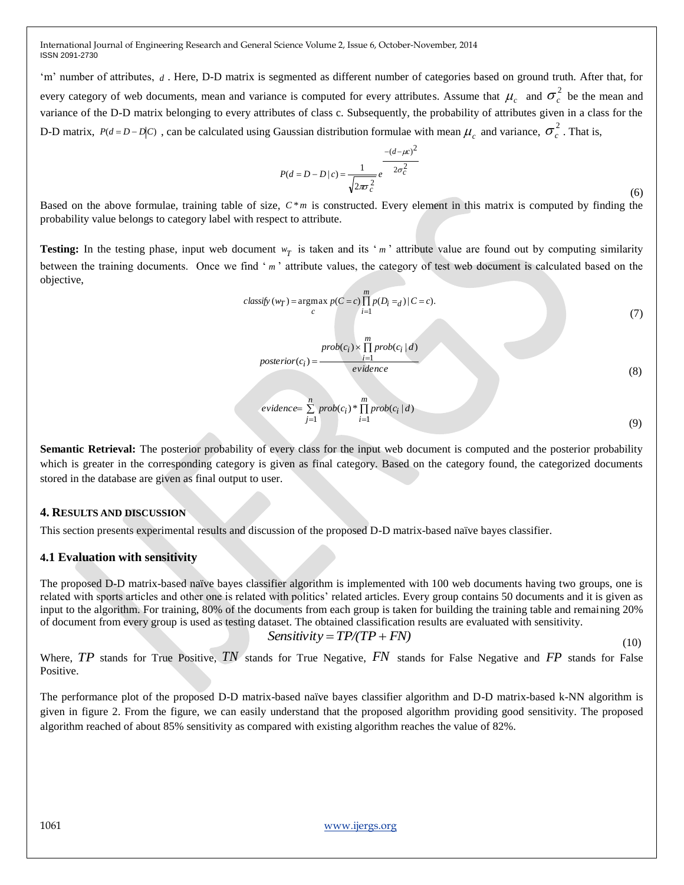'm' number of attributes, $d$ . Here, D-D matrix is segmented as different number of categories based on ground truth. After that, for every category of web documents, mean and variance is computed for every attributes. Assume that $\mu_c$ and $\sigma_c^2$ be the mean and variance of the D-D matrix belonging to every attributes of class c. Subsequently, the probability of attributes given in a class for the D-D matrix, $P(d = D - D|C)$ , can be calculated using Gaussian distribution formulae with mean $\mu_c$ and variance, $\sigma_c^2$ . That is,

$$P(d = D - D \mid c) = \frac{1}{\sqrt{2\pi\sigma_c^2}} e^{\frac{-(d-\mu c)^2}{2\sigma_c^2}} \tag{6}$$

Based on the above formulae, training table of size, $C * m$ is constructed. Every element in this matrix is computed by finding the probability value belongs to category label with respect to attribute.

**Testing:** In the testing phase, input web document $w_T$ is taken and its '$m$' attribute value are found out by computing similarity between the training documents. Once we find '$m$' attribute values, the category of test web document is calculated based on the objective,

$$classify\,(w_T) = \underset{c}{\operatorname{argmax}}\; p(C = c) \prod_{i=1}^{m} p(D_i = d) \mid C = c). \tag{7}$$

$$posterior(c_i) = \frac{prob(c_i) \times \prod_{i=1}^{m} prob(c_i \mid d)}{evidence} \tag{8}$$

$$evidence = \sum_{j=1}^{n} prob(c_i) * \prod_{i=1}^{m} prob(c_i \mid d) \tag{9}$$

**Semantic Retrieval:** The posterior probability of every class for the input web document is computed and the posterior probability which is greater in the corresponding category is given as final category. Based on the category found, the categorized documents stored in the database are given as final output to user.

## 4. Results and Discussion

This section presents experimental results and discussion of the proposed D-D matrix-based naïve bayes classifier.

### 4.1 Evaluation with sensitivity

The proposed D-D matrix-based naïve bayes classifier algorithm is implemented with 100 web documents having two groups, one is related with sports articles and other one is related with politics' related articles. Every group contains 50 documents and it is given as input to the algorithm. For training, 80% of the documents from each group is taken for building the training table and remaining 20% of document from every group is used as testing dataset. The obtained classification results are evaluated with sensitivity.

$$Sensitivity = TP/(TP + FN) \tag{10}$$

Where, $TP$ stands for True Positive, $TN$ stands for True Negative, $FN$ stands for False Negative and $FP$ stands for False Positive.

The performance plot of the proposed D-D matrix-based naïve bayes classifier algorithm and D-D matrix-based k-NN algorithm is given in figure 2. From the figure, we can easily understand that the proposed algorithm providing good sensitivity. The proposed algorithm reached of about 85% sensitivity as compared with existing algorithm reaches the value of 82%.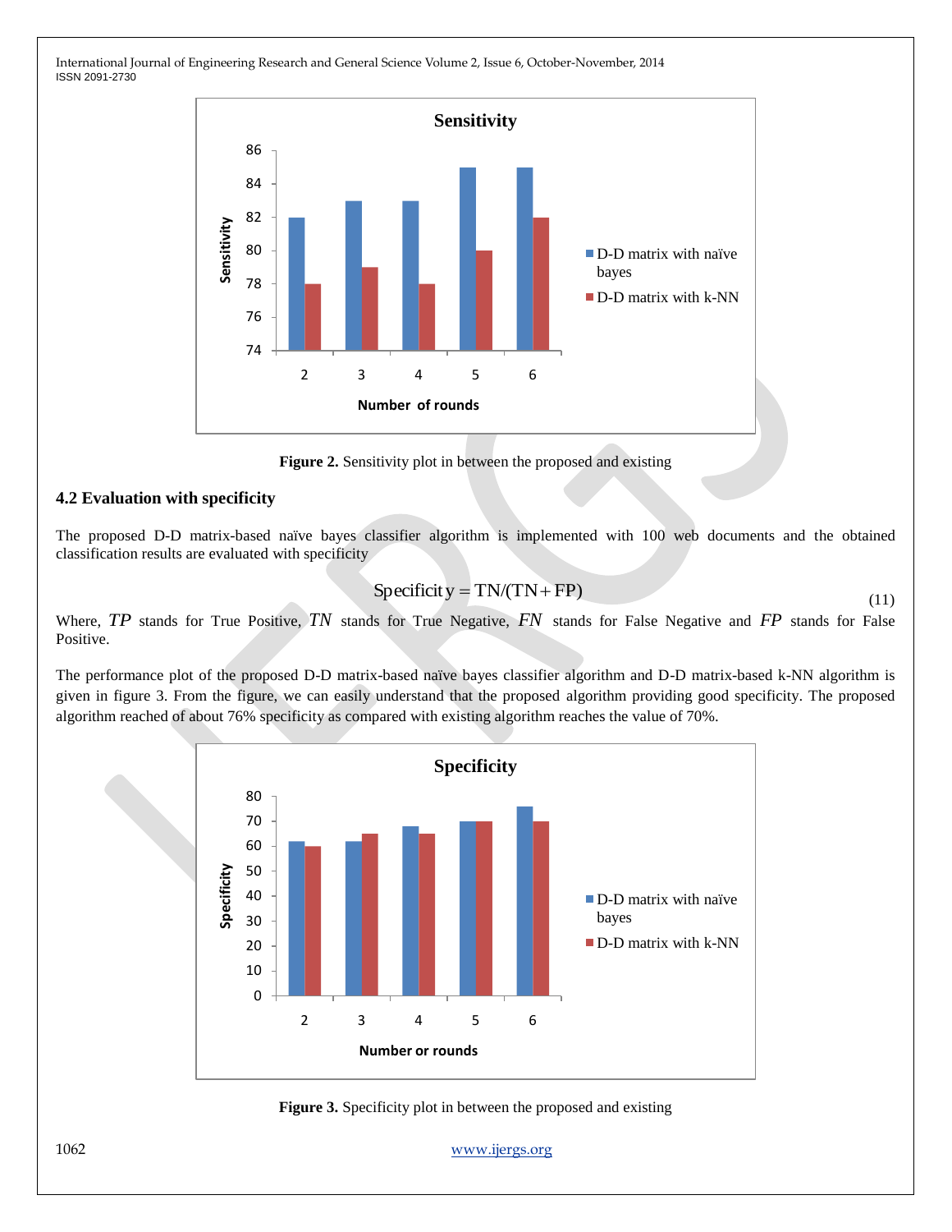Figure 2. Sensitivity plot in between the proposed and existing

### 4.2 Evaluation with specificity

The proposed D-D matrix-based naïve bayes classifier algorithm is implemented with 100 web documents and the obtained classification results are evaluated with specificity

$$\text{Specificity} = TN/(TN + FP) \tag{11}$$

Where, $TP$ stands for True Positive, $TN$ stands for True Negative, $FN$ stands for False Negative and $FP$ stands for False Positive.

The performance plot of the proposed D-D matrix-based naïve bayes classifier algorithm and D-D matrix-based k-NN algorithm is given in figure 3. From the figure, we can easily understand that the proposed algorithm providing good specificity. The proposed algorithm reached of about 76% specificity as compared with existing algorithm reaches the value of 70%.

Figure 3. Specificity plot in between the proposed and existing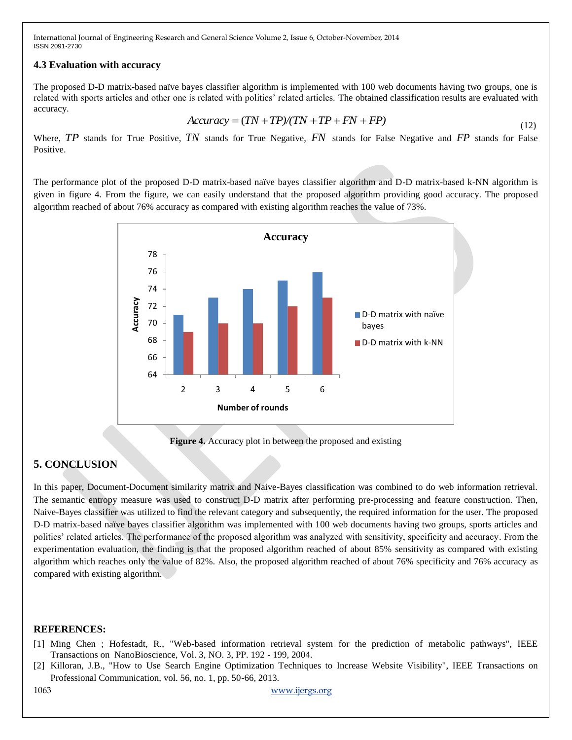### 4.3 Evaluation with accuracy

The proposed D-D matrix-based naïve bayes classifier algorithm is implemented with 100 web documents having two groups, one is related with sports articles and other one is related with politics' related articles. The obtained classification results are evaluated with accuracy.

$$Accuracy = (TN + TP)/(TN + TP + FN + FP) \tag{12}$$

Where, $TP$ stands for True Positive, $TN$ stands for True Negative, $FN$ stands for False Negative and $FP$ stands for False Positive.

The performance plot of the proposed D-D matrix-based naïve bayes classifier algorithm and D-D matrix-based k-NN algorithm is given in figure 4. From the figure, we can easily understand that the proposed algorithm providing good accuracy. The proposed algorithm reached of about 76% accuracy as compared with existing algorithm reaches the value of 73%.

**Figure 4.** Accuracy plot in between the proposed and existing

## 5. CONCLUSION

In this paper, Document-Document similarity matrix and Naive-Bayes classification was combined to do web information retrieval. The semantic entropy measure was used to construct D-D matrix after performing pre-processing and feature construction. Then, Naive-Bayes classifier was utilized to find the relevant category and subsequently, the required information for the user. The proposed D-D matrix-based naïve bayes classifier algorithm was implemented with 100 web documents having two groups, sports articles and politics' related articles. The performance of the proposed algorithm was analyzed with sensitivity, specificity and accuracy. From the experimentation evaluation, the finding is that the proposed algorithm reached of about 85% sensitivity as compared with existing algorithm which reaches only the value of 82%. Also, the proposed algorithm reached of about 76% specificity and 76% accuracy as compared with existing algorithm.

## REFERENCES:

[1] Ming Chen ; Hofestadt, R., "Web-based information retrieval system for the prediction of metabolic pathways", IEEE Transactions on NanoBioscience, Vol. 3, NO. 3, PP. 192 - 199, 2004.

[2] Killoran, J.B., "How to Use Search Engine Optimization Techniques to Increase Website Visibility", IEEE Transactions on Professional Communication, vol. 56, no. 1, pp. 50-66, 2013.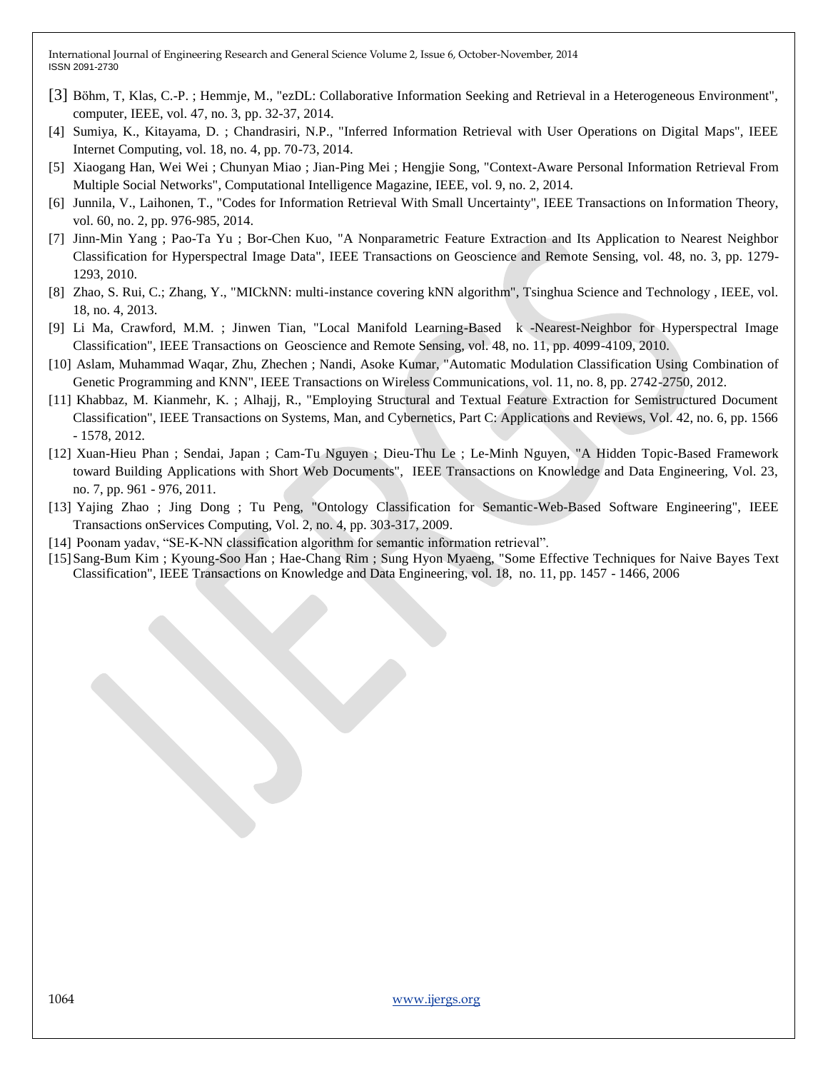[3] Böhm, T, Klas, C.-P. ; Hemmje, M., "ezDL: Collaborative Information Seeking and Retrieval in a Heterogeneous Environment", computer, IEEE, vol. 47, no. 3, pp. 32-37, 2014.

[4] Sumiya, K., Kitayama, D. ; Chandrasiri, N.P., "Inferred Information Retrieval with User Operations on Digital Maps", IEEE Internet Computing, vol. 18, no. 4, pp. 70-73, 2014.

[5] Xiaogang Han, Wei Wei ; Chunyan Miao ; Jian-Ping Mei ; Hengjie Song, "Context-Aware Personal Information Retrieval From Multiple Social Networks", Computational Intelligence Magazine, IEEE, vol. 9, no. 2, 2014.

[6] Junnila, V., Laihonen, T., "Codes for Information Retrieval With Small Uncertainty", IEEE Transactions on Information Theory, vol. 60, no. 2, pp. 976-985, 2014.

[7] Jinn-Min Yang ; Pao-Ta Yu ; Bor-Chen Kuo, "A Nonparametric Feature Extraction and Its Application to Nearest Neighbor Classification for Hyperspectral Image Data", IEEE Transactions on Geoscience and Remote Sensing, vol. 48, no. 3, pp. 1279-1293, 2010.

[8] Zhao, S. Rui, C.; Zhang, Y., "MICkNN: multi-instance covering kNN algorithm", Tsinghua Science and Technology , IEEE, vol. 18, no. 4, 2013.

[9] Li Ma, Crawford, M.M. ; Jinwen Tian, "Local Manifold Learning-Based k -Nearest-Neighbor for Hyperspectral Image Classification", IEEE Transactions on Geoscience and Remote Sensing, vol. 48, no. 11, pp. 4099-4109, 2010.

[10] Aslam, Muhammad Waqar, Zhu, Zhechen ; Nandi, Asoke Kumar, "Automatic Modulation Classification Using Combination of Genetic Programming and KNN", IEEE Transactions on Wireless Communications, vol. 11, no. 8, pp. 2742-2750, 2012.

[11] Khabbaz, M. Kianmehr, K. ; Alhajj, R., "Employing Structural and Textual Feature Extraction for Semistructured Document Classification", IEEE Transactions on Systems, Man, and Cybernetics, Part C: Applications and Reviews, Vol. 42, no. 6, pp. 1566 - 1578, 2012.

[12] Xuan-Hieu Phan ; Sendai, Japan ; Cam-Tu Nguyen ; Dieu-Thu Le ; Le-Minh Nguyen, "A Hidden Topic-Based Framework toward Building Applications with Short Web Documents", IEEE Transactions on Knowledge and Data Engineering, Vol. 23, no. 7, pp. 961 - 976, 2011.

[13] Yajing Zhao ; Jing Dong ; Tu Peng, "Ontology Classification for Semantic-Web-Based Software Engineering", IEEE Transactions onServices Computing, Vol. 2, no. 4, pp. 303-317, 2009.

[14] Poonam yadav, "SE-K-NN classification algorithm for semantic information retrieval".

[15] Sang-Bum Kim ; Kyoung-Soo Han ; Hae-Chang Rim ; Sung Hyon Myaeng, "Some Effective Techniques for Naive Bayes Text Classification", IEEE Transactions on Knowledge and Data Engineering, vol. 18, no. 11, pp. 1457 - 1466, 2006